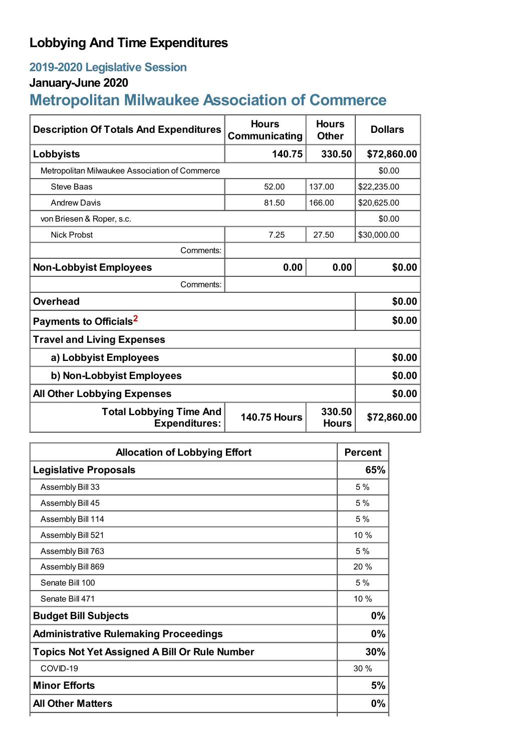# Lobbying And Time Expenditures

## 2019-2020 Legislative Session

### January-June 2020

## Metropolitan Milwaukee Association of Commerce

| Description Of Totals And Expenditures | Hours Communicating | Hours Other | Dollars |
|---|---|---|---|
| **Lobbyists** | **140.75** | **330.50** | **$72,860.00** |
| Metropolitan Milwaukee Association of Commerce | | | $0.00 |
| Steve Baas | 52.00 | 137.00 | $22,235.00 |
| Andrew Davis | 81.50 | 166.00 | $20,625.00 |
| von Briesen & Roper, s.c. | | | $0.00 |
| Nick Probst | 7.25 | 27.50 | $30,000.00 |
| Comments: | | | |
| **Non-Lobbyist Employees** | **0.00** | **0.00** | **$0.00** |
| Comments: | | | |
| **Overhead** | | | **$0.00** |
| **Payments to Officials**[2] | | | **$0.00** |
| **Travel and Living Expenses** | | | |
| **a) Lobbyist Employees** | | | **$0.00** |
| **b) Non-Lobbyist Employees** | | | **$0.00** |
| **All Other Lobbying Expenses** | | | **$0.00** |
| **Total Lobbying Time And Expenditures:** | **140.75 Hours** | **330.50 Hours** | **$72,860.00** |

| Allocation of Lobbying Effort | Percent |
|---|---|
| **Legislative Proposals** | **65%** |
| Assembly Bill 33 | 5 % |
| Assembly Bill 45 | 5 % |
| Assembly Bill 114 | 5 % |
| Assembly Bill 521 | 10 % |
| Assembly Bill 763 | 5 % |
| Assembly Bill 869 | 20 % |
| Senate Bill 100 | 5 % |
| Senate Bill 471 | 10 % |
| **Budget Bill Subjects** | **0%** |
| **Administrative Rulemaking Proceedings** | **0%** |
| **Topics Not Yet Assigned A Bill Or Rule Number** | **30%** |
| COVID-19 | 30 % |
| **Minor Efforts** | **5%** |
| **All Other Matters** | **0%** |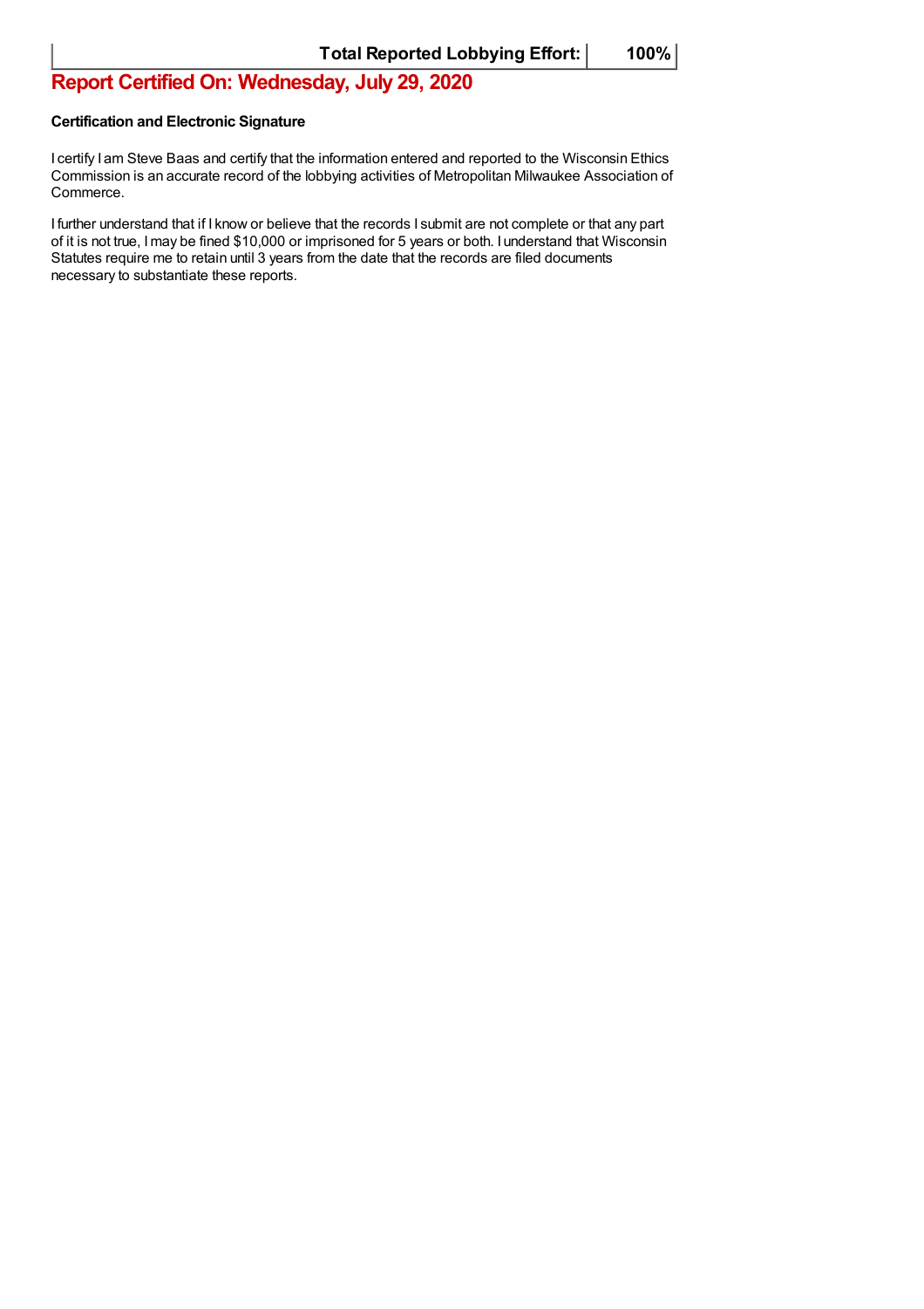| Total Reported Lobbying Effort: | 100% |
|---|---|

## Report Certified On: Wednesday, July 29, 2020

**Certification and Electronic Signature**

I certify I am Steve Baas and certify that the information entered and reported to the Wisconsin Ethics Commission is an accurate record of the lobbying activities of Metropolitan Milwaukee Association of Commerce.

I further understand that if I know or believe that the records I submit are not complete or that any part of it is not true, I may be fined $10,000 or imprisoned for 5 years or both. I understand that Wisconsin Statutes require me to retain until 3 years from the date that the records are filed documents necessary to substantiate these reports.